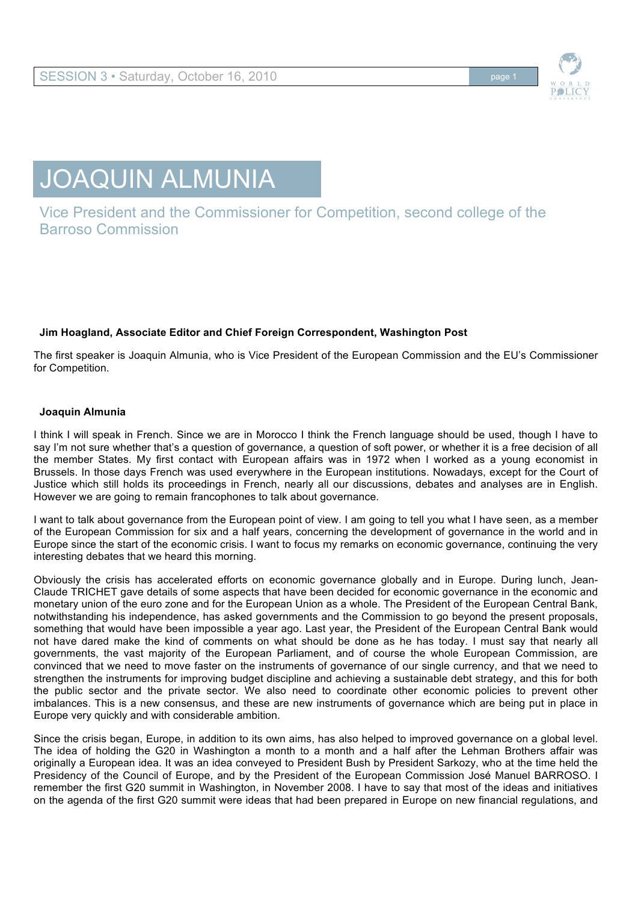# JOAQUIN ALMUNIA

## Vice President and the Commissioner for Competition, second college of the Barroso Commission

**Jim Hoagland, Associate Editor and Chief Foreign Correspondent, Washington Post**

The first speaker is Joaquin Almunia, who is Vice President of the European Commission and the EU's Commissioner for Competition.

**Joaquin Almunia**

I think I will speak in French. Since we are in Morocco I think the French language should be used, though I have to say I'm not sure whether that's a question of governance, a question of soft power, or whether it is a free decision of all the member States. My first contact with European affairs was in 1972 when I worked as a young economist in Brussels. In those days French was used everywhere in the European institutions. Nowadays, except for the Court of Justice which still holds its proceedings in French, nearly all our discussions, debates and analyses are in English. However we are going to remain francophones to talk about governance.

I want to talk about governance from the European point of view. I am going to tell you what I have seen, as a member of the European Commission for six and a half years, concerning the development of governance in the world and in Europe since the start of the economic crisis. I want to focus my remarks on economic governance, continuing the very interesting debates that we heard this morning.

Obviously the crisis has accelerated efforts on economic governance globally and in Europe. During lunch, Jean-Claude TRICHET gave details of some aspects that have been decided for economic governance in the economic and monetary union of the euro zone and for the European Union as a whole. The President of the European Central Bank, notwithstanding his independence, has asked governments and the Commission to go beyond the present proposals, something that would have been impossible a year ago. Last year, the President of the European Central Bank would not have dared make the kind of comments on what should be done as he has today. I must say that nearly all governments, the vast majority of the European Parliament, and of course the whole European Commission, are convinced that we need to move faster on the instruments of governance of our single currency, and that we need to strengthen the instruments for improving budget discipline and achieving a sustainable debt strategy, and this for both the public sector and the private sector. We also need to coordinate other economic policies to prevent other imbalances. This is a new consensus, and these are new instruments of governance which are being put in place in Europe very quickly and with considerable ambition.

Since the crisis began, Europe, in addition to its own aims, has also helped to improved governance on a global level. The idea of holding the G20 in Washington a month to a month and a half after the Lehman Brothers affair was originally a European idea. It was an idea conveyed to President Bush by President Sarkozy, who at the time held the Presidency of the Council of Europe, and by the President of the European Commission José Manuel BARROSO. I remember the first G20 summit in Washington, in November 2008. I have to say that most of the ideas and initiatives on the agenda of the first G20 summit were ideas that had been prepared in Europe on new financial regulations, and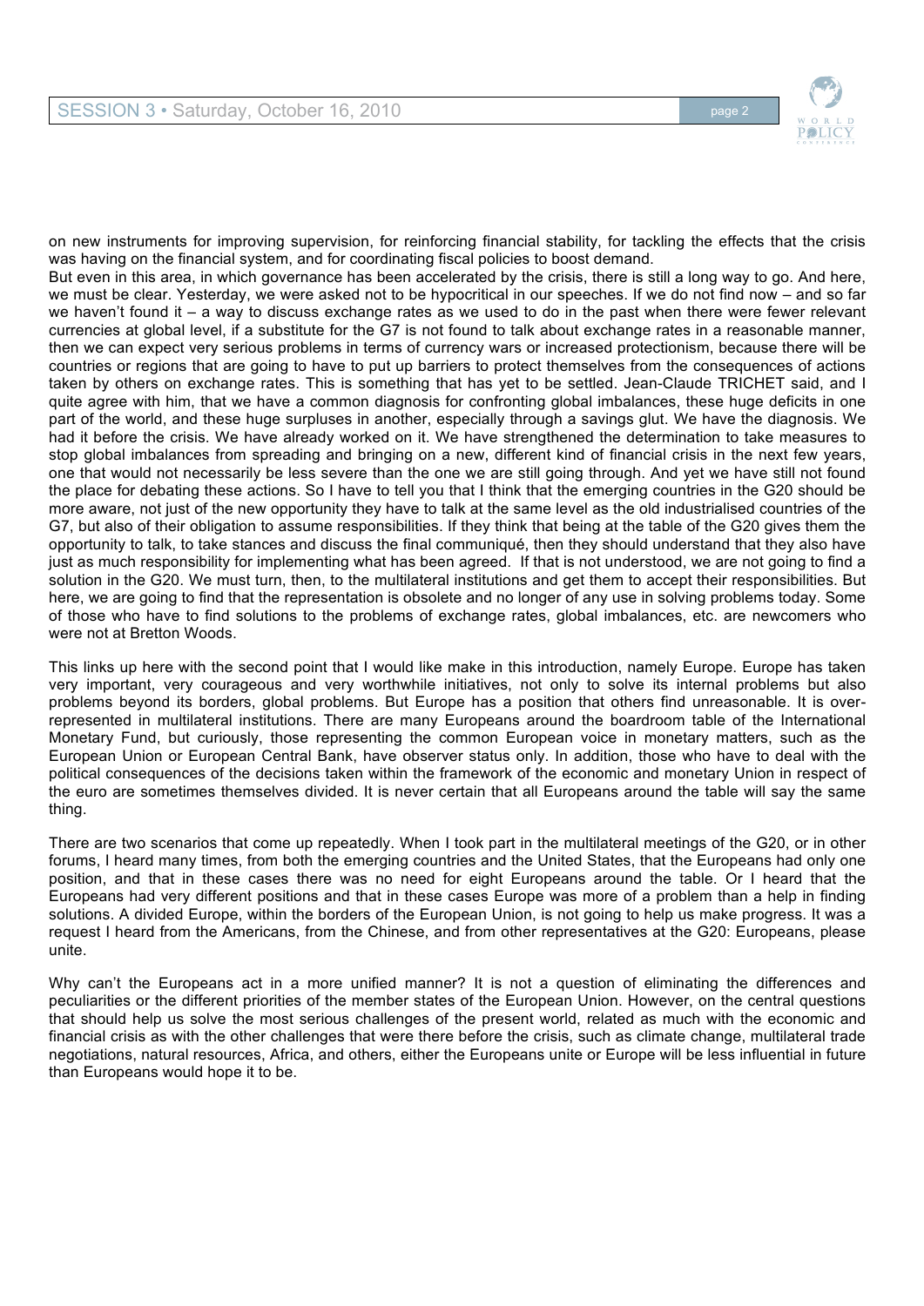on new instruments for improving supervision, for reinforcing financial stability, for tackling the effects that the crisis was having on the financial system, and for coordinating fiscal policies to boost demand.

But even in this area, in which governance has been accelerated by the crisis, there is still a long way to go. And here, we must be clear. Yesterday, we were asked not to be hypocritical in our speeches. If we do not find now – and so far we haven't found it – a way to discuss exchange rates as we used to do in the past when there were fewer relevant currencies at global level, if a substitute for the G7 is not found to talk about exchange rates in a reasonable manner, then we can expect very serious problems in terms of currency wars or increased protectionism, because there will be countries or regions that are going to have to put up barriers to protect themselves from the consequences of actions taken by others on exchange rates. This is something that has yet to be settled. Jean-Claude TRICHET said, and I quite agree with him, that we have a common diagnosis for confronting global imbalances, these huge deficits in one part of the world, and these huge surpluses in another, especially through a savings glut. We have the diagnosis. We had it before the crisis. We have already worked on it. We have strengthened the determination to take measures to stop global imbalances from spreading and bringing on a new, different kind of financial crisis in the next few years, one that would not necessarily be less severe than the one we are still going through. And yet we have still not found the place for debating these actions. So I have to tell you that I think that the emerging countries in the G20 should be more aware, not just of the new opportunity they have to talk at the same level as the old industrialised countries of the G7, but also of their obligation to assume responsibilities. If they think that being at the table of the G20 gives them the opportunity to talk, to take stances and discuss the final communiqué, then they should understand that they also have just as much responsibility for implementing what has been agreed. If that is not understood, we are not going to find a solution in the G20. We must turn, then, to the multilateral institutions and get them to accept their responsibilities. But here, we are going to find that the representation is obsolete and no longer of any use in solving problems today. Some of those who have to find solutions to the problems of exchange rates, global imbalances, etc. are newcomers who were not at Bretton Woods.

This links up here with the second point that I would like make in this introduction, namely Europe. Europe has taken very important, very courageous and very worthwhile initiatives, not only to solve its internal problems but also problems beyond its borders, global problems. But Europe has a position that others find unreasonable. It is over-represented in multilateral institutions. There are many Europeans around the boardroom table of the International Monetary Fund, but curiously, those representing the common European voice in monetary matters, such as the European Union or European Central Bank, have observer status only. In addition, those who have to deal with the political consequences of the decisions taken within the framework of the economic and monetary Union in respect of the euro are sometimes themselves divided. It is never certain that all Europeans around the table will say the same thing.

There are two scenarios that come up repeatedly. When I took part in the multilateral meetings of the G20, or in other forums, I heard many times, from both the emerging countries and the United States, that the Europeans had only one position, and that in these cases there was no need for eight Europeans around the table. Or I heard that the Europeans had very different positions and that in these cases Europe was more of a problem than a help in finding solutions. A divided Europe, within the borders of the European Union, is not going to help us make progress. It was a request I heard from the Americans, from the Chinese, and from other representatives at the G20: Europeans, please unite.

Why can't the Europeans act in a more unified manner? It is not a question of eliminating the differences and peculiarities or the different priorities of the member states of the European Union. However, on the central questions that should help us solve the most serious challenges of the present world, related as much with the economic and financial crisis as with the other challenges that were there before the crisis, such as climate change, multilateral trade negotiations, natural resources, Africa, and others, either the Europeans unite or Europe will be less influential in future than Europeans would hope it to be.